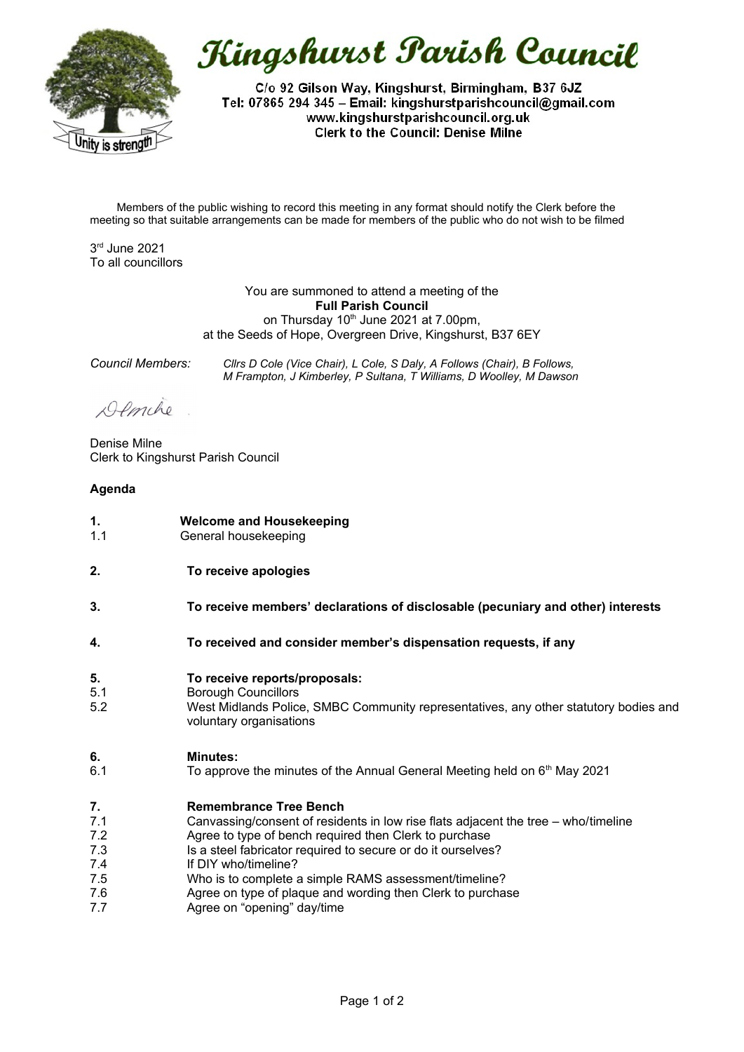# Kingshurst Parish Council

C/o 92 Gilson Way, Kingshurst, Birmingham, B37 6JZ
Tel: 07865 294 345 – Email: kingshurstparishcouncil@gmail.com
www.kingshurstparishcouncil.org.uk
Clerk to the Council: Denise Milne

Unity is strength

Members of the public wishing to record this meeting in any format should notify the Clerk before the meeting so that suitable arrangements can be made for members of the public who do not wish to be filmed

3rd June 2021
To all councillors

You are summoned to attend a meeting of the
**Full Parish Council**
on Thursday 10th June 2021 at 7.00pm,
at the Seeds of Hope, Overgreen Drive, Kingshurst, B37 6EY

*Council Members:* *Cllrs D Cole (Vice Chair), L Cole, S Daly, A Follows (Chair), B Follows, M Frampton, J Kimberley, P Sultana, T Williams, D Woolley, M Dawson*

DMilne

Denise Milne
Clerk to Kingshurst Parish Council

**Agenda**

**1. Welcome and Housekeeping**
1.1 General housekeeping

**2. To receive apologies**

**3. To receive members' declarations of disclosable (pecuniary and other) interests**

**4. To received and consider member's dispensation requests, if any**

**5. To receive reports/proposals:**
5.1 Borough Councillors
5.2 West Midlands Police, SMBC Community representatives, any other statutory bodies and voluntary organisations

**6. Minutes:**
6.1 To approve the minutes of the Annual General Meeting held on 6th May 2021

**7. Remembrance Tree Bench**
7.1 Canvassing/consent of residents in low rise flats adjacent the tree – who/timeline
7.2 Agree to type of bench required then Clerk to purchase
7.3 Is a steel fabricator required to secure or do it ourselves?
7.4 If DIY who/timeline?
7.5 Who is to complete a simple RAMS assessment/timeline?
7.6 Agree on type of plaque and wording then Clerk to purchase
7.7 Agree on "opening" day/time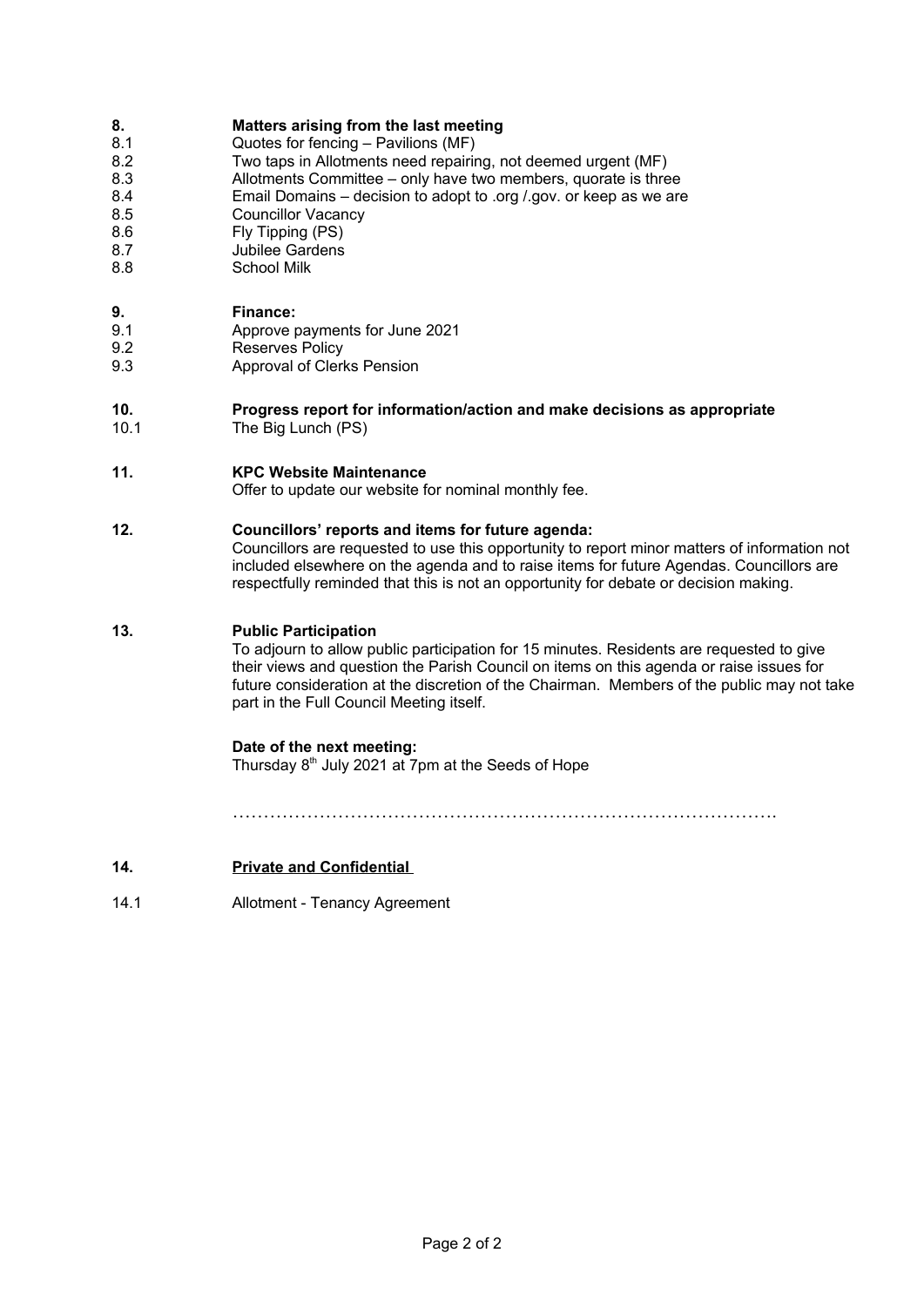**8. Matters arising from the last meeting**

8.1 Quotes for fencing – Pavilions (MF)
8.2 Two taps in Allotments need repairing, not deemed urgent (MF)
8.3 Allotments Committee – only have two members, quorate is three
8.4 Email Domains – decision to adopt to .org /.gov. or keep as we are
8.5 Councillor Vacancy
8.6 Fly Tipping (PS)
8.7 Jubilee Gardens
8.8 School Milk

**9. Finance:**

9.1 Approve payments for June 2021
9.2 Reserves Policy
9.3 Approval of Clerks Pension

**10. Progress report for information/action and make decisions as appropriate**

10.1 The Big Lunch (PS)

**11. KPC Website Maintenance**

Offer to update our website for nominal monthly fee.

**12. Councillors' reports and items for future agenda:**

Councillors are requested to use this opportunity to report minor matters of information not included elsewhere on the agenda and to raise items for future Agendas. Councillors are respectfully reminded that this is not an opportunity for debate or decision making.

**13. Public Participation**

To adjourn to allow public participation for 15 minutes. Residents are requested to give their views and question the Parish Council on items on this agenda or raise issues for future consideration at the discretion of the Chairman. Members of the public may not take part in the Full Council Meeting itself.

**Date of the next meeting:**

Thursday 8th July 2021 at 7pm at the Seeds of Hope

……………………………………………………………………………….

**14. <u>Private and Confidential</u>**

14.1 Allotment - Tenancy Agreement